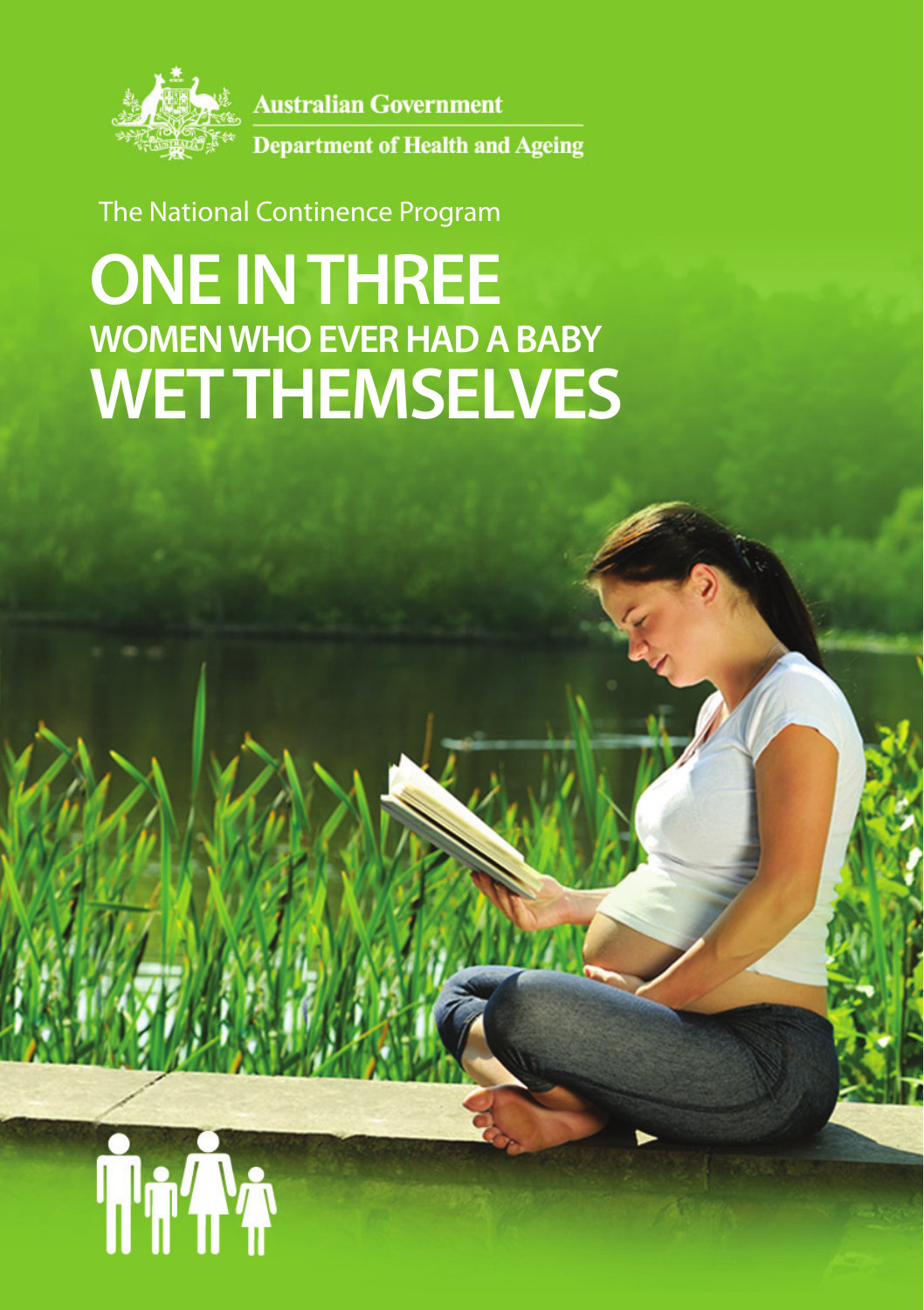Australian Government

Department of Health and Ageing

The National Continence Program

# ONE IN THREE WOMEN WHO EVER HAD A BABY WET THEMSELVES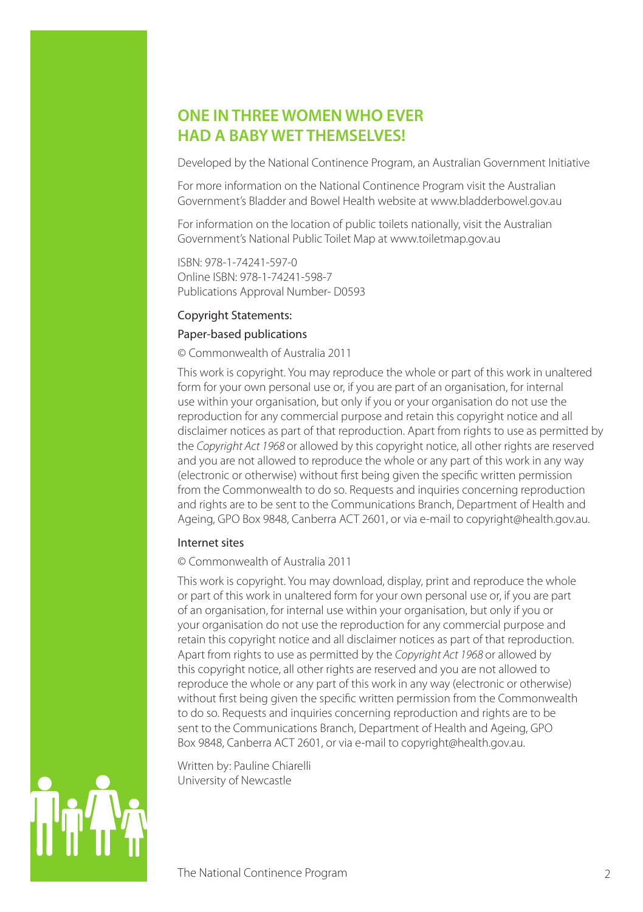## ONE IN THREE WOMEN WHO EVER HAD A BABY WET THEMSELVES!

Developed by the National Continence Program, an Australian Government Initiative

For more information on the National Continence Program visit the Australian Government's Bladder and Bowel Health website at www.bladderbowel.gov.au

For information on the location of public toilets nationally, visit the Australian Government's National Public Toilet Map at www.toiletmap.gov.au

ISBN: 978-1-74241-597-0
Online ISBN: 978-1-74241-598-7
Publications Approval Number- D0593

Copyright Statements:

Paper-based publications

© Commonwealth of Australia 2011

This work is copyright. You may reproduce the whole or part of this work in unaltered form for your own personal use or, if you are part of an organisation, for internal use within your organisation, but only if you or your organisation do not use the reproduction for any commercial purpose and retain this copyright notice and all disclaimer notices as part of that reproduction. Apart from rights to use as permitted by the *Copyright Act 1968* or allowed by this copyright notice, all other rights are reserved and you are not allowed to reproduce the whole or any part of this work in any way (electronic or otherwise) without first being given the specific written permission from the Commonwealth to do so. Requests and inquiries concerning reproduction and rights are to be sent to the Communications Branch, Department of Health and Ageing, GPO Box 9848, Canberra ACT 2601, or via e-mail to copyright@health.gov.au.

Internet sites

© Commonwealth of Australia 2011

This work is copyright. You may download, display, print and reproduce the whole or part of this work in unaltered form for your own personal use or, if you are part of an organisation, for internal use within your organisation, but only if you or your organisation do not use the reproduction for any commercial purpose and retain this copyright notice and all disclaimer notices as part of that reproduction. Apart from rights to use as permitted by the *Copyright Act 1968* or allowed by this copyright notice, all other rights are reserved and you are not allowed to reproduce the whole or any part of this work in any way (electronic or otherwise) without first being given the specific written permission from the Commonwealth to do so. Requests and inquiries concerning reproduction and rights are to be sent to the Communications Branch, Department of Health and Ageing, GPO Box 9848, Canberra ACT 2601, or via e-mail to copyright@health.gov.au.

Written by: Pauline Chiarelli
University of Newcastle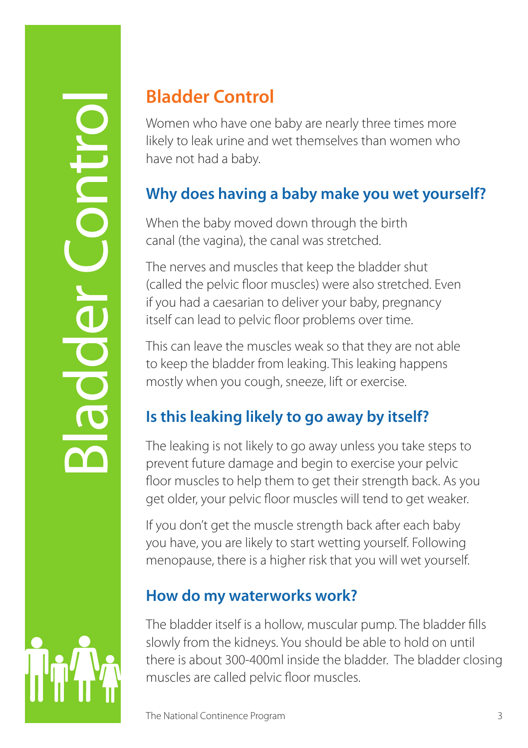# Bladder Control

Women who have one baby are nearly three times more likely to leak urine and wet themselves than women who have not had a baby.

## Why does having a baby make you wet yourself?

When the baby moved down through the birth canal (the vagina), the canal was stretched.

The nerves and muscles that keep the bladder shut (called the pelvic floor muscles) were also stretched. Even if you had a caesarian to deliver your baby, pregnancy itself can lead to pelvic floor problems over time.

This can leave the muscles weak so that they are not able to keep the bladder from leaking. This leaking happens mostly when you cough, sneeze, lift or exercise.

## Is this leaking likely to go away by itself?

The leaking is not likely to go away unless you take steps to prevent future damage and begin to exercise your pelvic floor muscles to help them to get their strength back. As you get older, your pelvic floor muscles will tend to get weaker.

If you don't get the muscle strength back after each baby you have, you are likely to start wetting yourself. Following menopause, there is a higher risk that you will wet yourself.

## How do my waterworks work?

The bladder itself is a hollow, muscular pump. The bladder fills slowly from the kidneys. You should be able to hold on until there is about 300-400ml inside the bladder. The bladder closing muscles are called pelvic floor muscles.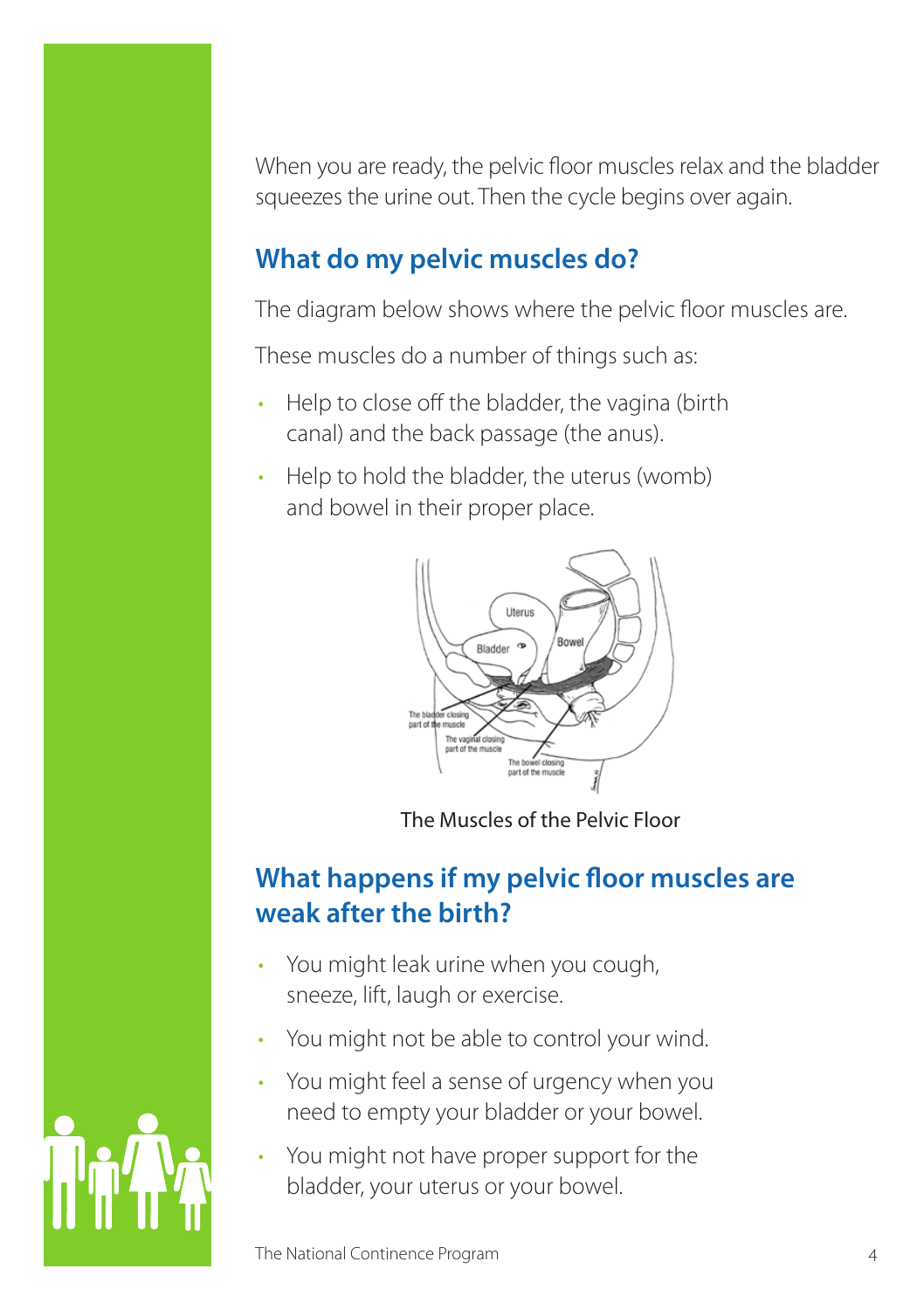When you are ready, the pelvic floor muscles relax and the bladder squeezes the urine out. Then the cycle begins over again.

## What do my pelvic muscles do?

The diagram below shows where the pelvic floor muscles are.

These muscles do a number of things such as:

- Help to close off the bladder, the vagina (birth canal) and the back passage (the anus).
- Help to hold the bladder, the uterus (womb) and bowel in their proper place.

The Muscles of the Pelvic Floor

## What happens if my pelvic floor muscles are weak after the birth?

- You might leak urine when you cough, sneeze, lift, laugh or exercise.
- You might not be able to control your wind.
- You might feel a sense of urgency when you need to empty your bladder or your bowel.
- You might not have proper support for the bladder, your uterus or your bowel.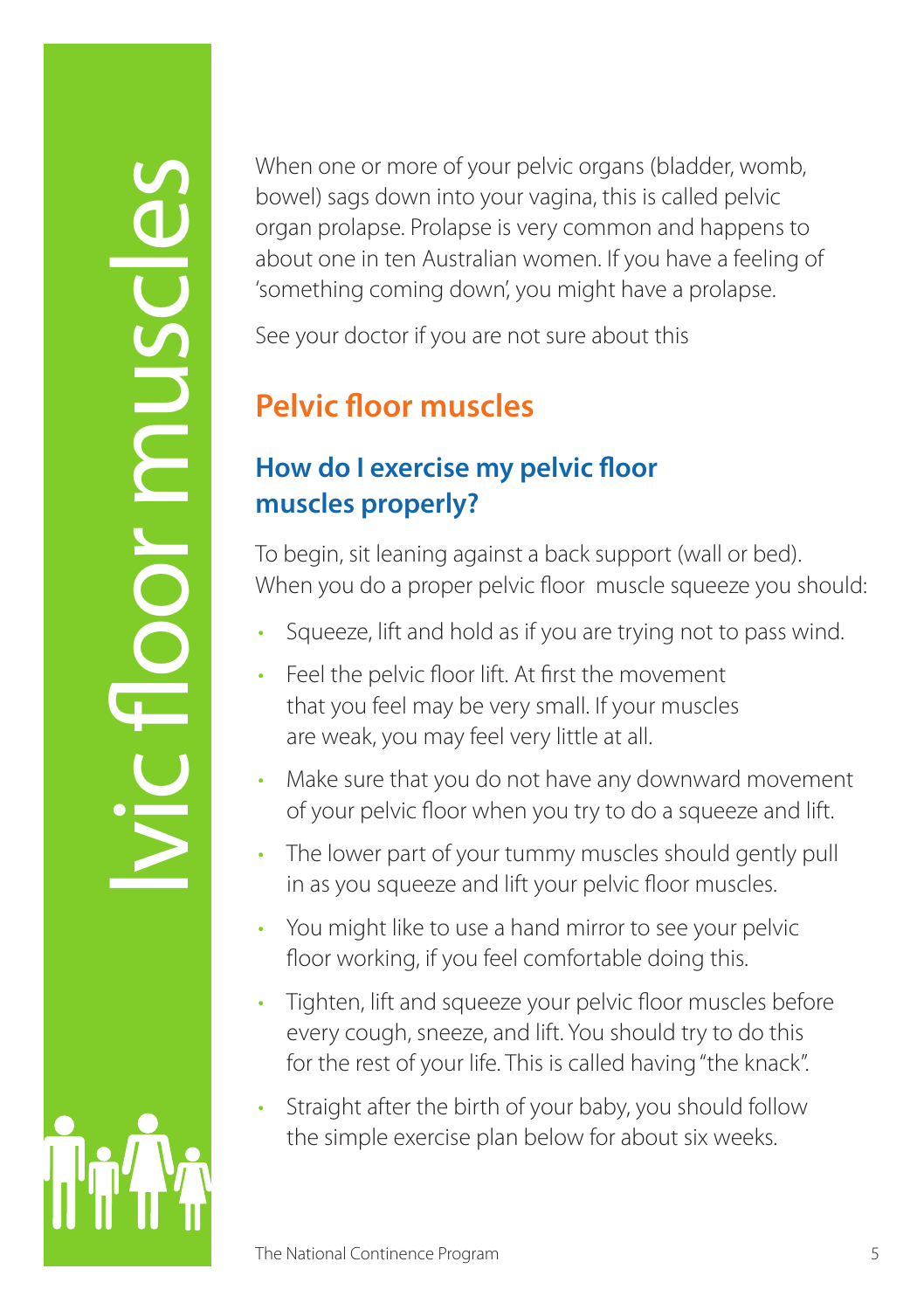When one or more of your pelvic organs (bladder, womb, bowel) sags down into your vagina, this is called pelvic organ prolapse. Prolapse is very common and happens to about one in ten Australian women. If you have a feeling of 'something coming down', you might have a prolapse.

See your doctor if you are not sure about this

## Pelvic floor muscles

### How do I exercise my pelvic floor muscles properly?

To begin, sit leaning against a back support (wall or bed). When you do a proper pelvic floor muscle squeeze you should:

- Squeeze, lift and hold as if you are trying not to pass wind.
- Feel the pelvic floor lift. At first the movement that you feel may be very small. If your muscles are weak, you may feel very little at all.
- Make sure that you do not have any downward movement of your pelvic floor when you try to do a squeeze and lift.
- The lower part of your tummy muscles should gently pull in as you squeeze and lift your pelvic floor muscles.
- You might like to use a hand mirror to see your pelvic floor working, if you feel comfortable doing this.
- Tighten, lift and squeeze your pelvic floor muscles before every cough, sneeze, and lift. You should try to do this for the rest of your life. This is called having "the knack".
- Straight after the birth of your baby, you should follow the simple exercise plan below for about six weeks.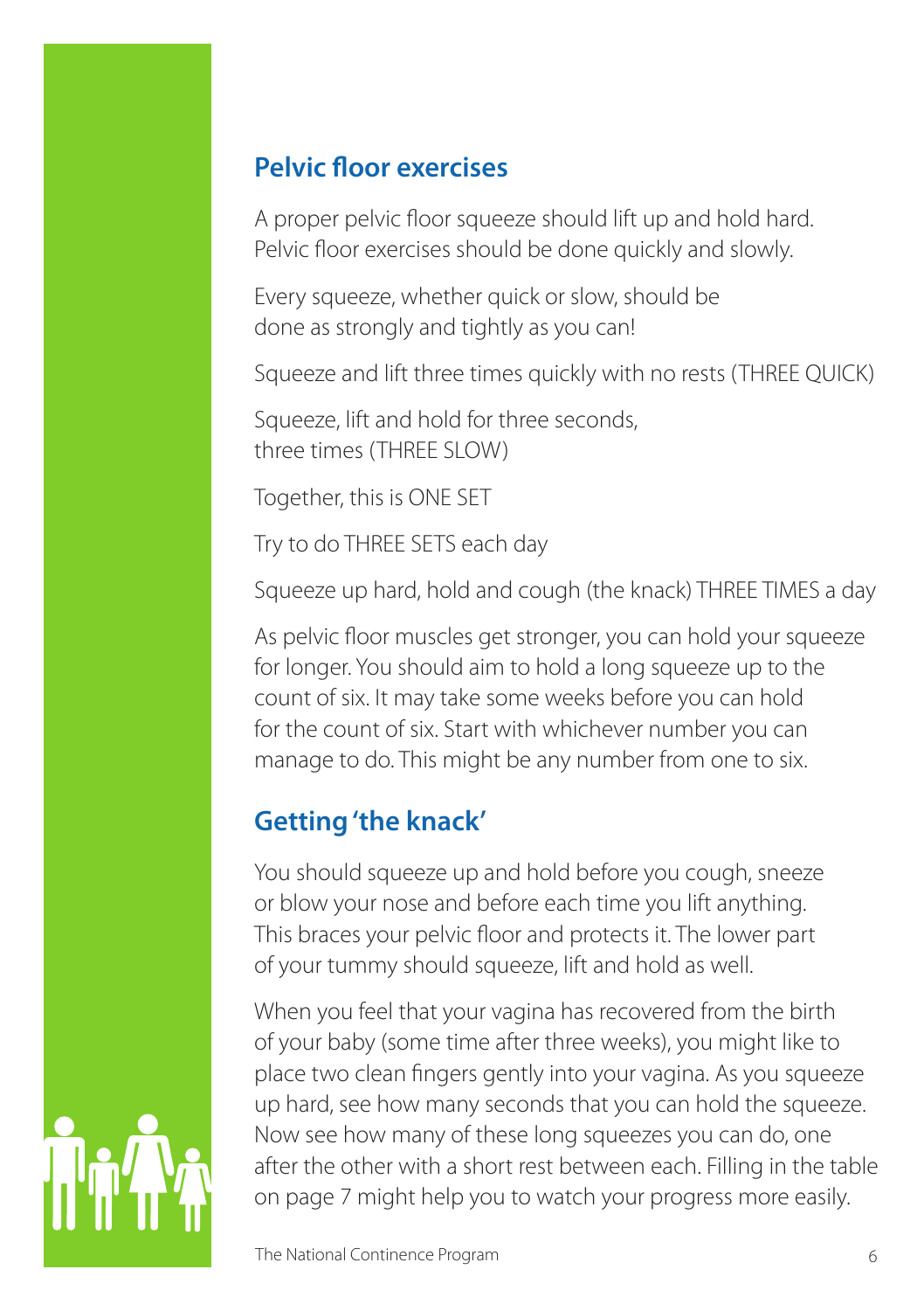## Pelvic floor exercises

A proper pelvic floor squeeze should lift up and hold hard. Pelvic floor exercises should be done quickly and slowly.

Every squeeze, whether quick or slow, should be done as strongly and tightly as you can!

Squeeze and lift three times quickly with no rests (THREE QUICK)

Squeeze, lift and hold for three seconds, three times (THREE SLOW)

Together, this is ONE SET

Try to do THREE SETS each day

Squeeze up hard, hold and cough (the knack) THREE TIMES a day

As pelvic floor muscles get stronger, you can hold your squeeze for longer. You should aim to hold a long squeeze up to the count of six. It may take some weeks before you can hold for the count of six. Start with whichever number you can manage to do. This might be any number from one to six.

## Getting 'the knack'

You should squeeze up and hold before you cough, sneeze or blow your nose and before each time you lift anything. This braces your pelvic floor and protects it. The lower part of your tummy should squeeze, lift and hold as well.

When you feel that your vagina has recovered from the birth of your baby (some time after three weeks), you might like to place two clean fingers gently into your vagina. As you squeeze up hard, see how many seconds that you can hold the squeeze. Now see how many of these long squeezes you can do, one after the other with a short rest between each. Filling in the table on page 7 might help you to watch your progress more easily.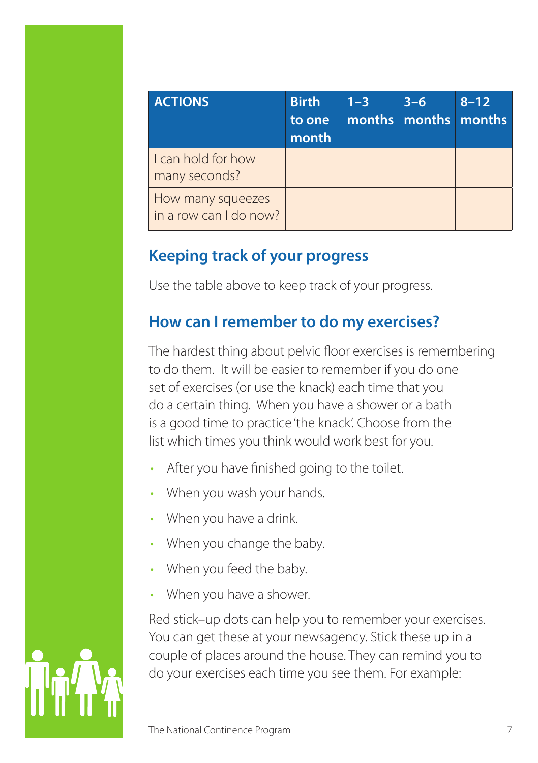| ACTIONS | Birth to one month | 1–3 months | 3–6 months | 8–12 months |
| --- | --- | --- | --- | --- |
| I can hold for how many seconds? | | | | |
| How many squeezes in a row can I do now? | | | | |

## Keeping track of your progress

Use the table above to keep track of your progress.

## How can I remember to do my exercises?

The hardest thing about pelvic floor exercises is remembering to do them. It will be easier to remember if you do one set of exercises (or use the knack) each time that you do a certain thing. When you have a shower or a bath is a good time to practice 'the knack'. Choose from the list which times you think would work best for you.

- After you have finished going to the toilet.
- When you wash your hands.
- When you have a drink.
- When you change the baby.
- When you feed the baby.
- When you have a shower.

Red stick–up dots can help you to remember your exercises. You can get these at your newsagency. Stick these up in a couple of places around the house. They can remind you to do your exercises each time you see them. For example: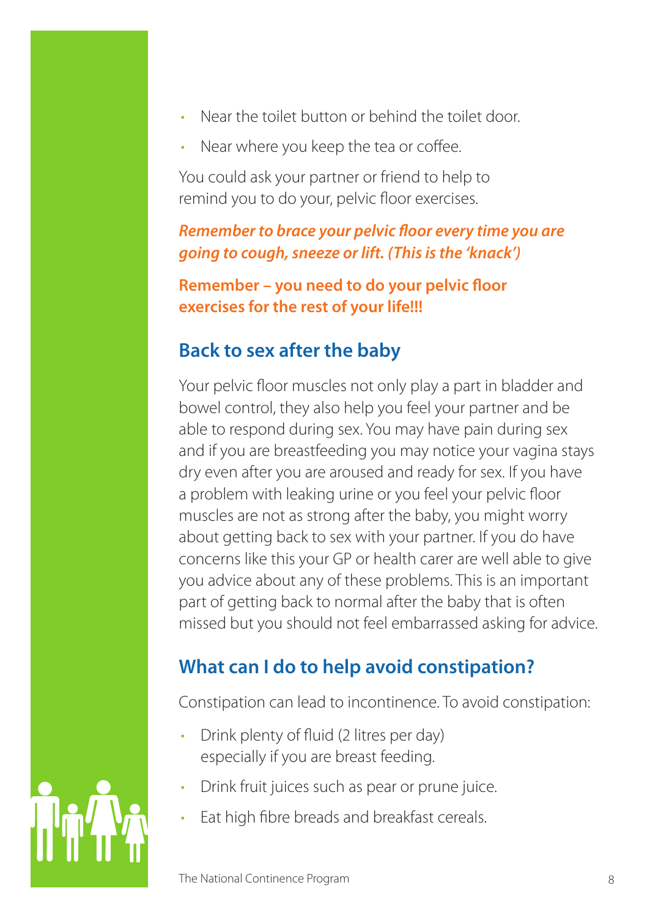- Near the toilet button or behind the toilet door.
- Near where you keep the tea or coffee.

You could ask your partner or friend to help to remind you to do your, pelvic floor exercises.

***Remember to brace your pelvic floor every time you are going to cough, sneeze or lift. (This is the 'knack')***

**Remember – you need to do your pelvic floor exercises for the rest of your life!!!**

## Back to sex after the baby

Your pelvic floor muscles not only play a part in bladder and bowel control, they also help you feel your partner and be able to respond during sex. You may have pain during sex and if you are breastfeeding you may notice your vagina stays dry even after you are aroused and ready for sex. If you have a problem with leaking urine or you feel your pelvic floor muscles are not as strong after the baby, you might worry about getting back to sex with your partner. If you do have concerns like this your GP or health carer are well able to give you advice about any of these problems. This is an important part of getting back to normal after the baby that is often missed but you should not feel embarrassed asking for advice.

## What can I do to help avoid constipation?

Constipation can lead to incontinence. To avoid constipation:

- Drink plenty of fluid (2 litres per day) especially if you are breast feeding.
- Drink fruit juices such as pear or prune juice.
- Eat high fibre breads and breakfast cereals.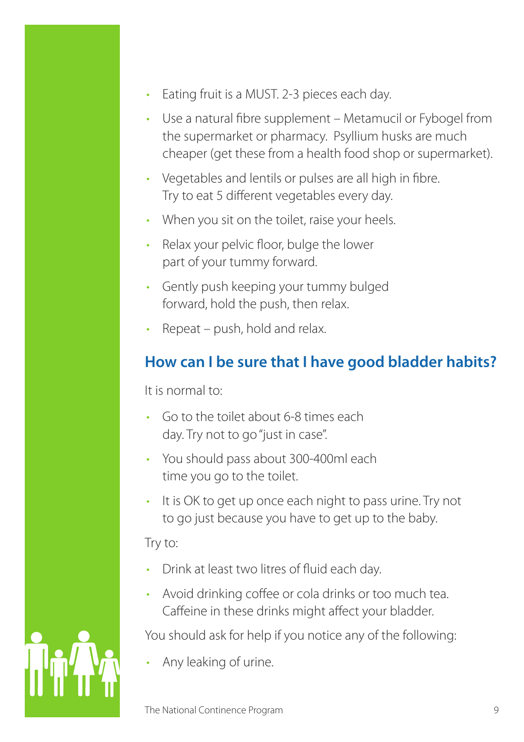- Eating fruit is a MUST. 2-3 pieces each day.
- Use a natural fibre supplement – Metamucil or Fybogel from the supermarket or pharmacy. Psyllium husks are much cheaper (get these from a health food shop or supermarket).
- Vegetables and lentils or pulses are all high in fibre. Try to eat 5 different vegetables every day.
- When you sit on the toilet, raise your heels.
- Relax your pelvic floor, bulge the lower part of your tummy forward.
- Gently push keeping your tummy bulged forward, hold the push, then relax.
- Repeat – push, hold and relax.

## How can I be sure that I have good bladder habits?

It is normal to:

- Go to the toilet about 6-8 times each day. Try not to go "just in case".
- You should pass about 300-400ml each time you go to the toilet.
- It is OK to get up once each night to pass urine. Try not to go just because you have to get up to the baby.

Try to:

- Drink at least two litres of fluid each day.
- Avoid drinking coffee or cola drinks or too much tea. Caffeine in these drinks might affect your bladder.

You should ask for help if you notice any of the following:

- Any leaking of urine.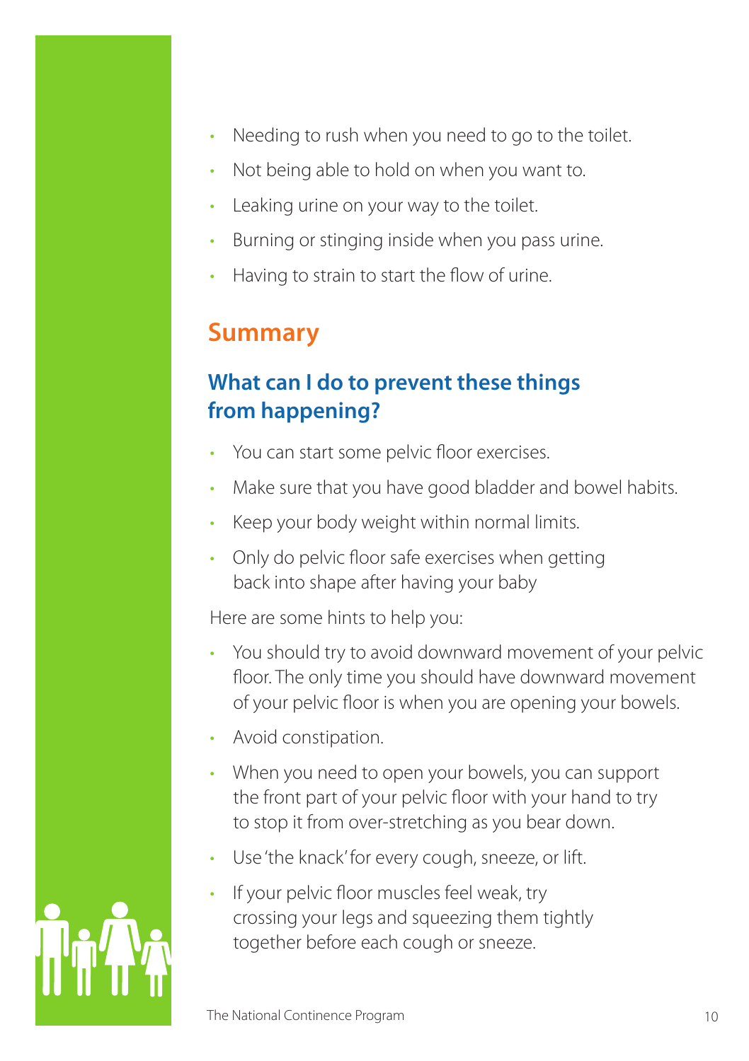- Needing to rush when you need to go to the toilet.
- Not being able to hold on when you want to.
- Leaking urine on your way to the toilet.
- Burning or stinging inside when you pass urine.
- Having to strain to start the flow of urine.

## Summary

### What can I do to prevent these things from happening?

- You can start some pelvic floor exercises.
- Make sure that you have good bladder and bowel habits.
- Keep your body weight within normal limits.
- Only do pelvic floor safe exercises when getting back into shape after having your baby

Here are some hints to help you:

- You should try to avoid downward movement of your pelvic floor. The only time you should have downward movement of your pelvic floor is when you are opening your bowels.
- Avoid constipation.
- When you need to open your bowels, you can support the front part of your pelvic floor with your hand to try to stop it from over-stretching as you bear down.
- Use 'the knack' for every cough, sneeze, or lift.
- If your pelvic floor muscles feel weak, try crossing your legs and squeezing them tightly together before each cough or sneeze.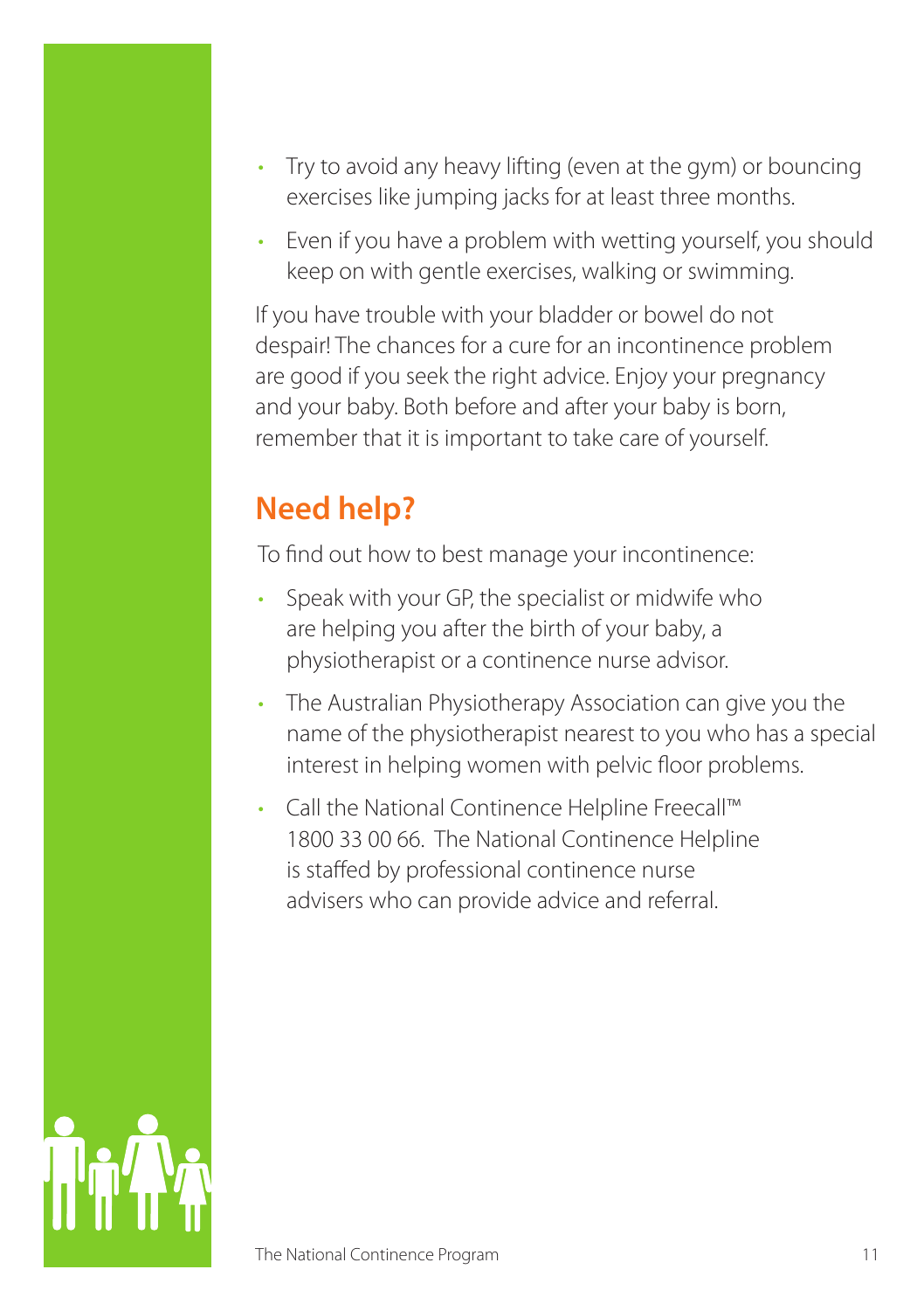- Try to avoid any heavy lifting (even at the gym) or bouncing exercises like jumping jacks for at least three months.
- Even if you have a problem with wetting yourself, you should keep on with gentle exercises, walking or swimming.

If you have trouble with your bladder or bowel do not despair! The chances for a cure for an incontinence problem are good if you seek the right advice. Enjoy your pregnancy and your baby. Both before and after your baby is born, remember that it is important to take care of yourself.

## Need help?

To find out how to best manage your incontinence:

- Speak with your GP, the specialist or midwife who are helping you after the birth of your baby, a physiotherapist or a continence nurse advisor.
- The Australian Physiotherapy Association can give you the name of the physiotherapist nearest to you who has a special interest in helping women with pelvic floor problems.
- Call the National Continence Helpline Freecall™ 1800 33 00 66. The National Continence Helpline is staffed by professional continence nurse advisers who can provide advice and referral.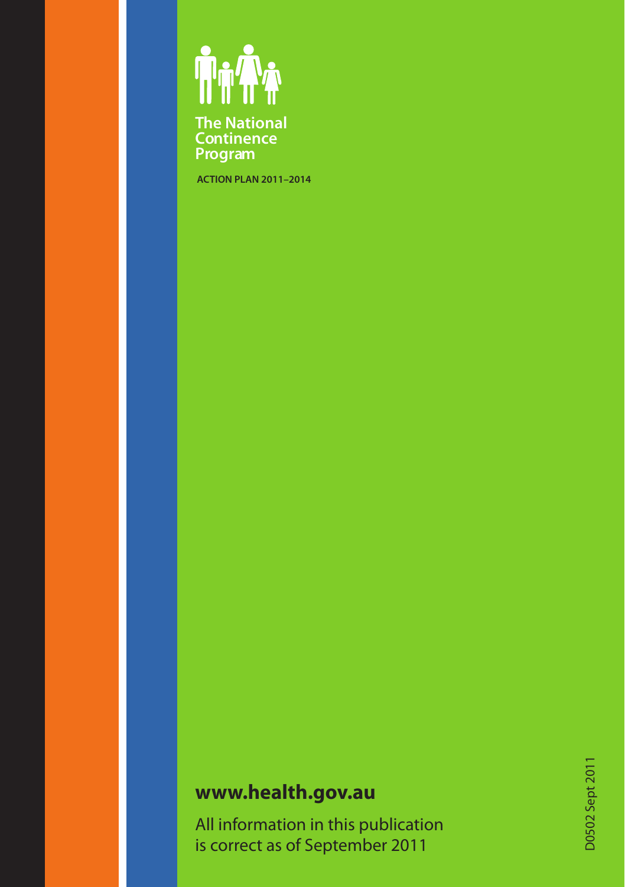The National Continence Program

**ACTION PLAN 2011–2014**

## www.health.gov.au

All information in this publication is correct as of September 2011

D0502 Sept 2011